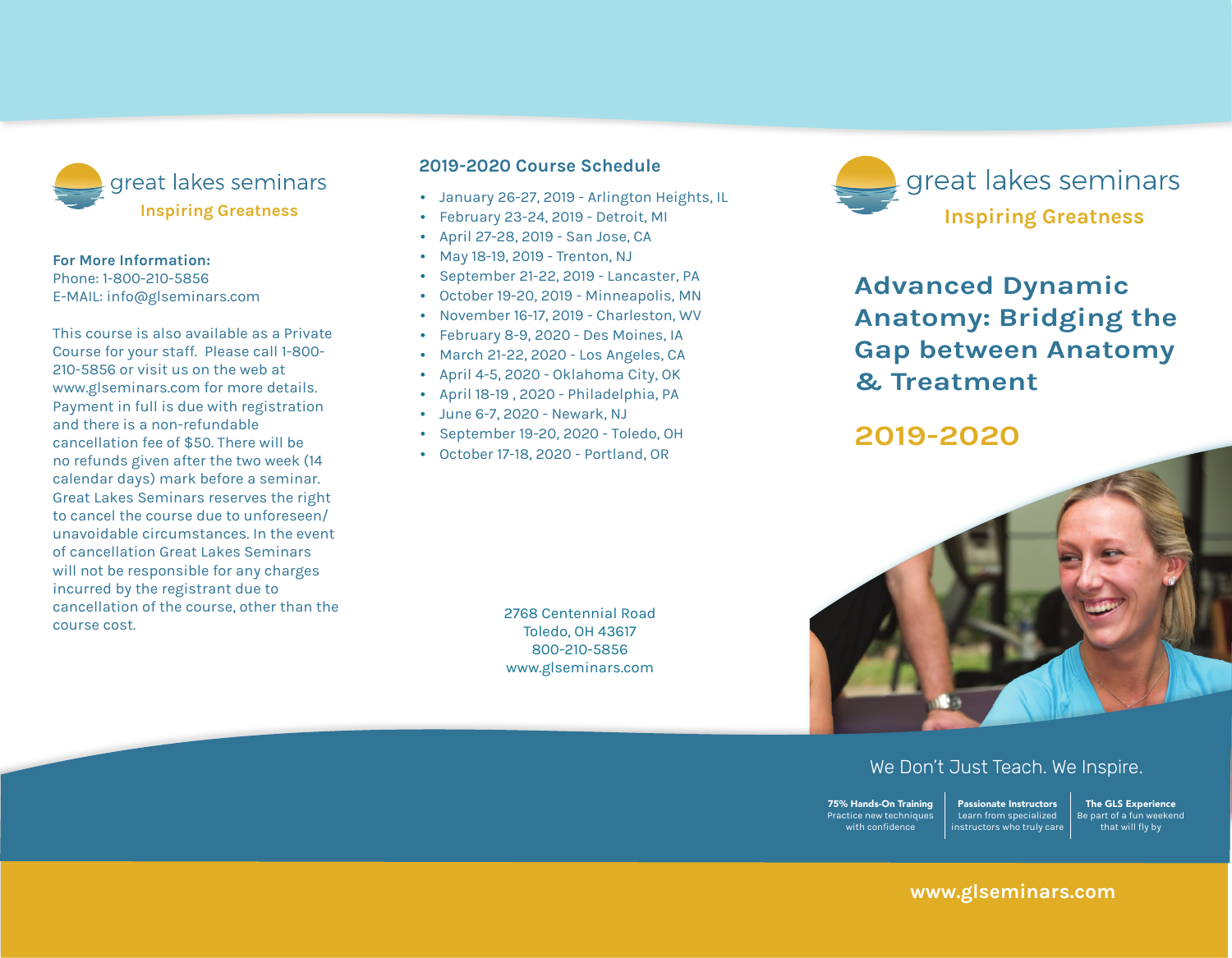# great lakes seminars

**Inspiring Greatness**

**For More Information:**
Phone: 1-800-210-5856
E-MAIL: info@glseminars.com

This course is also available as a Private Course for your staff. Please call 1-800-210-5856 or visit us on the web at www.glseminars.com for more details. Payment in full is due with registration and there is a non-refundable cancellation fee of $50. There will be no refunds given after the two week (14 calendar days) mark before a seminar. Great Lakes Seminars reserves the right to cancel the course due to unforeseen/unavoidable circumstances. In the event of cancellation Great Lakes Seminars will not be responsible for any charges incurred by the registrant due to cancellation of the course, other than the course cost.

## 2019-2020 Course Schedule

- January 26-27, 2019 - Arlington Heights, IL
- February 23-24, 2019 - Detroit, MI
- April 27-28, 2019 - San Jose, CA
- May 18-19, 2019 - Trenton, NJ
- September 21-22, 2019 - Lancaster, PA
- October 19-20, 2019 - Minneapolis, MN
- November 16-17, 2019 - Charleston, WV
- February 8-9, 2020 - Des Moines, IA
- March 21-22, 2020 - Los Angeles, CA
- April 4-5, 2020 - Oklahoma City, OK
- April 18-19 , 2020 - Philadelphia, PA
- June 6-7, 2020 - Newark, NJ
- September 19-20, 2020 - Toledo, OH
- October 17-18, 2020 - Portland, OR

2768 Centennial Road
Toledo, OH 43617
800-210-5856
www.glseminars.com

# great lakes seminars

**Inspiring Greatness**

# Advanced Dynamic Anatomy: Bridging the Gap between Anatomy & Treatment

## 2019-2020

We Don't Just Teach. We Inspire.

**75% Hands-On Training**
Practice new techniques with confidence

**Passionate Instructors**
Learn from specialized instructors who truly care

**The GLS Experience**
Be part of a fun weekend that will fly by

**www.glseminars.com**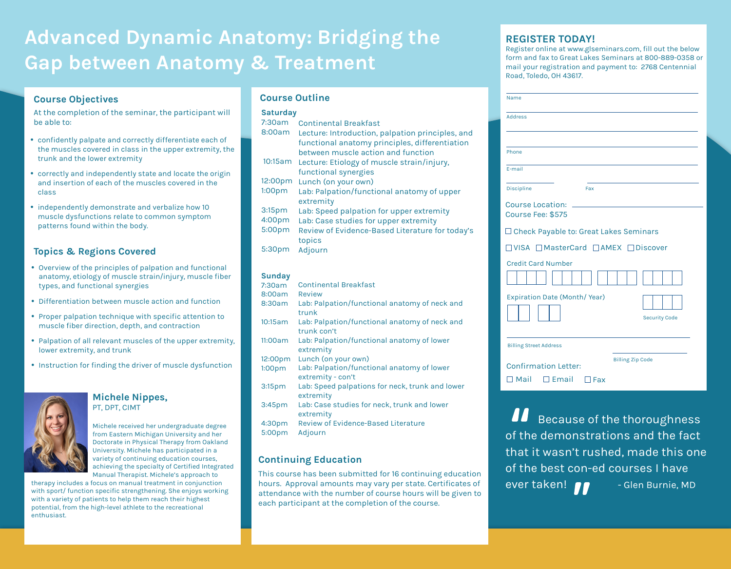# Advanced Dynamic Anatomy: Bridging the Gap between Anatomy & Treatment

## Course Objectives

At the completion of the seminar, the participant will be able to:

- confidently palpate and correctly differentiate each of the muscles covered in class in the upper extremity, the trunk and the lower extremity
- correctly and independently state and locate the origin and insertion of each of the muscles covered in the class
- independently demonstrate and verbalize how 10 muscle dysfunctions relate to common symptom patterns found within the body.

## Topics & Regions Covered

- Overview of the principles of palpation and functional anatomy, etiology of muscle strain/injury, muscle fiber types, and functional synergies
- Differentiation between muscle action and function
- Proper palpation technique with specific attention to muscle fiber direction, depth, and contraction
- Palpation of all relevant muscles of the upper extremity, lower extremity, and trunk
- Instruction for finding the driver of muscle dysfunction

### Michele Nippes,
PT, DPT, CIMT

Michele received her undergraduate degree from Eastern Michigan University and her Doctorate in Physical Therapy from Oakland University. Michele has participated in a variety of continuing education courses, achieving the specialty of Certified Integrated Manual Therapist. Michele's approach to therapy includes a focus on manual treatment in conjunction with sport/ function specific strengthening. She enjoys working with a variety of patients to help them reach their highest potential, from the high-level athlete to the recreational enthusiast.

## Course Outline

**Saturday**

| | |
|---|---|
| 7:30am | Continental Breakfast |
| 8:00am | Lecture: Introduction, palpation principles, and functional anatomy principles, differentiation between muscle action and function |
| 10:15am | Lecture: Etiology of muscle strain/injury, functional synergies |
| 12:00pm | Lunch (on your own) |
| 1:00pm | Lab: Palpation/functional anatomy of upper extremity |
| 3:15pm | Lab: Speed palpation for upper extremity |
| 4:00pm | Lab: Case studies for upper extremity |
| 5:00pm | Review of Evidence-Based Literature for today's topics |
| 5:30pm | Adjourn |

**Sunday**

| | |
|---|---|
| 7:30am | Continental Breakfast |
| 8:00am | Review |
| 8:30am | Lab: Palpation/functional anatomy of neck and trunk |
| 10:15am | Lab: Palpation/functional anatomy of neck and trunk con't |
| 11:00am | Lab: Palpation/functional anatomy of lower extremity |
| 12:00pm | Lunch (on your own) |
| 1:00pm | Lab: Palpation/functional anatomy of lower extremity - con't |
| 3:15pm | Lab: Speed palpations for neck, trunk and lower extremity |
| 3:45pm | Lab: Case studies for neck, trunk and lower extremity |
| 4:30pm | Review of Evidence-Based Literature |
| 5:00pm | Adjourn |

## Continuing Education

This course has been submitted for 16 continuing education hours. Approval amounts may vary per state. Certificates of attendance with the number of course hours will be given to each participant at the completion of the course.

## REGISTER TODAY!

Register online at www.glseminars.com, fill out the below form and fax to Great Lakes Seminars at 800-889-0358 or mail your registration and payment to: 2768 Centennial Road, Toledo, OH 43617.

Name

Address

Phone

E-mail

Discipline Fax

Course Location: ______

Course Fee: $575

☐ Check Payable to: Great Lakes Seminars

☐ VISA ☐ MasterCard ☐ AMEX ☐ Discover

Credit Card Number

Expiration Date (Month/ Year)

Security Code

Billing Street Address

Billing Zip Code

Confirmation Letter:

☐ Mail ☐ Email ☐ Fax

> "Because of the thoroughness of the demonstrations and the fact that it wasn't rushed, made this one of the best con-ed courses I have ever taken!"
>
> \- Glen Burnie, MD